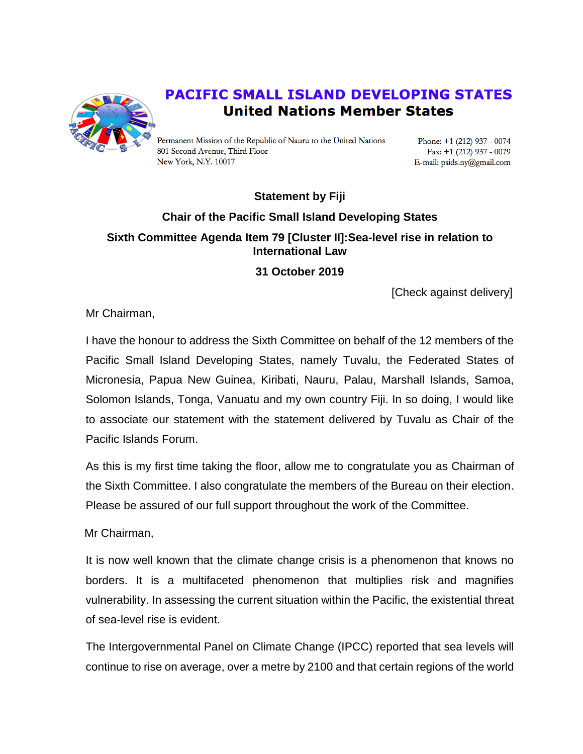# PACIFIC SMALL ISLAND DEVELOPING STATES

## United Nations Member States

Permanent Mission of the Republic of Nauru to the United Nations
801 Second Avenue, Third Floor
New York, N.Y. 10017

Phone: +1 (212) 937 - 0074
Fax: +1 (212) 937 - 0079
E-mail: psids.ny@gmail.com

**Statement by Fiji**

**Chair of the Pacific Small Island Developing States**

**Sixth Committee Agenda Item 79 [Cluster II]:Sea-level rise in relation to International Law**

**31 October 2019**

[Check against delivery]

Mr Chairman,

I have the honour to address the Sixth Committee on behalf of the 12 members of the Pacific Small Island Developing States, namely Tuvalu, the Federated States of Micronesia, Papua New Guinea, Kiribati, Nauru, Palau, Marshall Islands, Samoa, Solomon Islands, Tonga, Vanuatu and my own country Fiji. In so doing, I would like to associate our statement with the statement delivered by Tuvalu as Chair of the Pacific Islands Forum.

As this is my first time taking the floor, allow me to congratulate you as Chairman of the Sixth Committee. I also congratulate the members of the Bureau on their election. Please be assured of our full support throughout the work of the Committee.

Mr Chairman,

It is now well known that the climate change crisis is a phenomenon that knows no borders. It is a multifaceted phenomenon that multiplies risk and magnifies vulnerability. In assessing the current situation within the Pacific, the existential threat of sea-level rise is evident.

The Intergovernmental Panel on Climate Change (IPCC) reported that sea levels will continue to rise on average, over a metre by 2100 and that certain regions of the world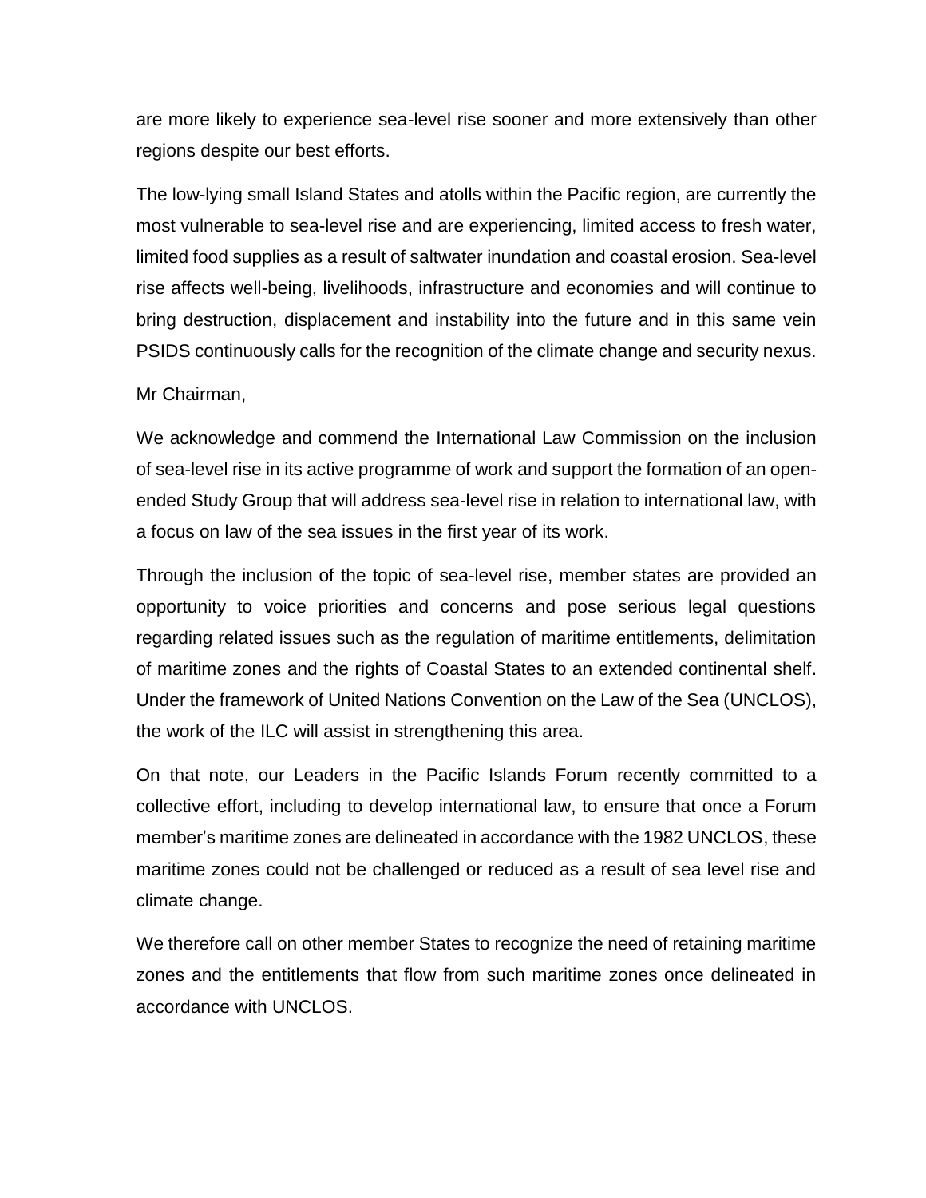are more likely to experience sea-level rise sooner and more extensively than other regions despite our best efforts.

The low-lying small Island States and atolls within the Pacific region, are currently the most vulnerable to sea-level rise and are experiencing, limited access to fresh water, limited food supplies as a result of saltwater inundation and coastal erosion. Sea-level rise affects well-being, livelihoods, infrastructure and economies and will continue to bring destruction, displacement and instability into the future and in this same vein PSIDS continuously calls for the recognition of the climate change and security nexus.

Mr Chairman,

We acknowledge and commend the International Law Commission on the inclusion of sea-level rise in its active programme of work and support the formation of an open-ended Study Group that will address sea-level rise in relation to international law, with a focus on law of the sea issues in the first year of its work.

Through the inclusion of the topic of sea-level rise, member states are provided an opportunity to voice priorities and concerns and pose serious legal questions regarding related issues such as the regulation of maritime entitlements, delimitation of maritime zones and the rights of Coastal States to an extended continental shelf. Under the framework of United Nations Convention on the Law of the Sea (UNCLOS), the work of the ILC will assist in strengthening this area.

On that note, our Leaders in the Pacific Islands Forum recently committed to a collective effort, including to develop international law, to ensure that once a Forum member's maritime zones are delineated in accordance with the 1982 UNCLOS, these maritime zones could not be challenged or reduced as a result of sea level rise and climate change.

We therefore call on other member States to recognize the need of retaining maritime zones and the entitlements that flow from such maritime zones once delineated in accordance with UNCLOS.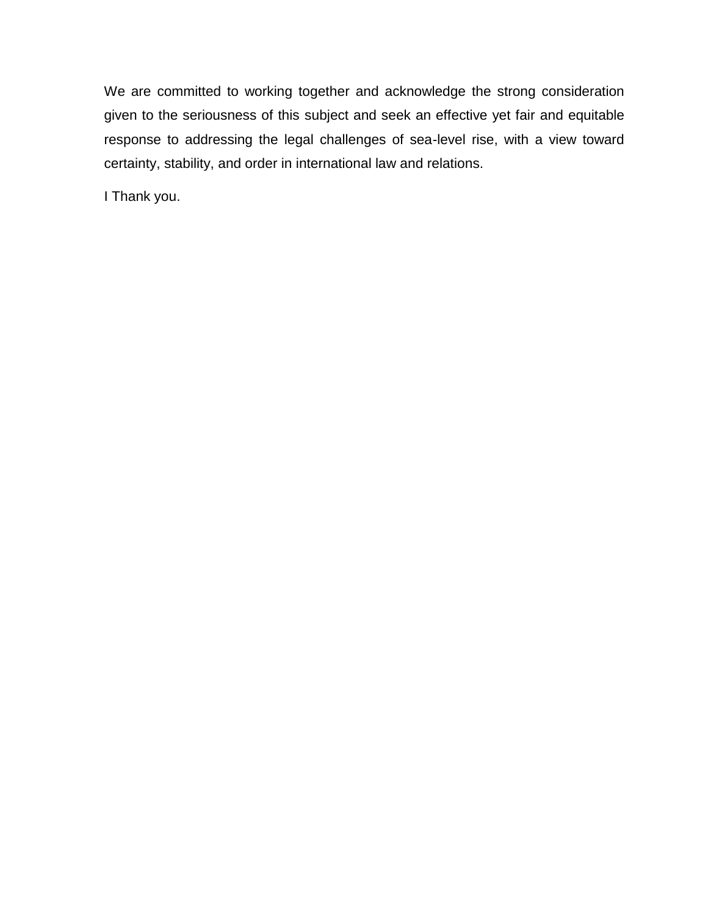We are committed to working together and acknowledge the strong consideration given to the seriousness of this subject and seek an effective yet fair and equitable response to addressing the legal challenges of sea-level rise, with a view toward certainty, stability, and order in international law and relations.

I Thank you.